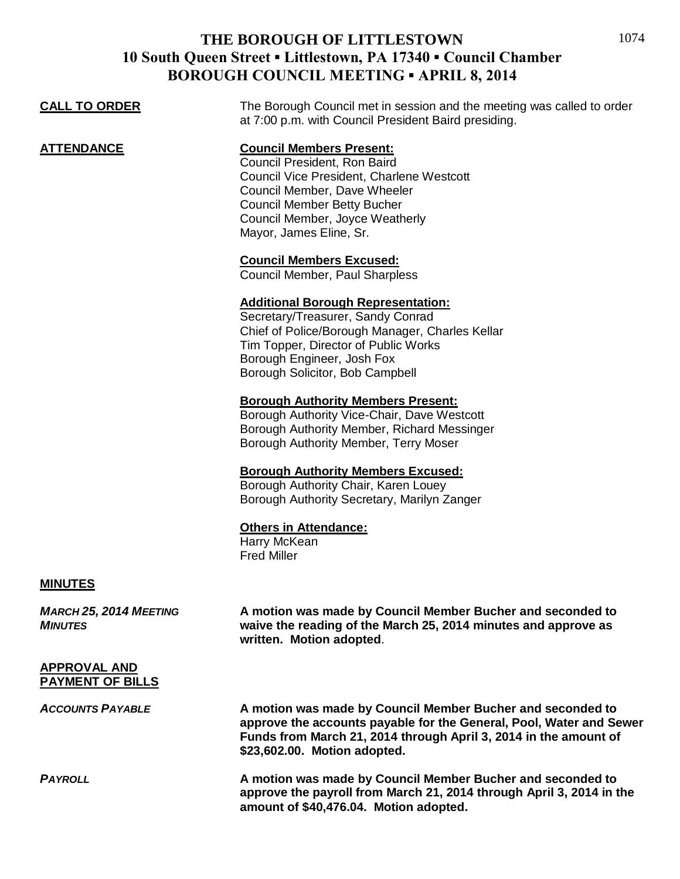# THE BOROUGH OF LITTLESTOWN
## 10 South Queen Street ▪ Littlestown, PA 17340 ▪ Council Chamber
## BOROUGH COUNCIL MEETING ▪ APRIL 8, 2014

**CALL TO ORDER**

The Borough Council met in session and the meeting was called to order at 7:00 p.m. with Council President Baird presiding.

**ATTENDANCE**

**Council Members Present:**
Council President, Ron Baird
Council Vice President, Charlene Westcott
Council Member, Dave Wheeler
Council Member Betty Bucher
Council Member, Joyce Weatherly
Mayor, James Eline, Sr.

**Council Members Excused:**
Council Member, Paul Sharpless

**Additional Borough Representation:**
Secretary/Treasurer, Sandy Conrad
Chief of Police/Borough Manager, Charles Kellar
Tim Topper, Director of Public Works
Borough Engineer, Josh Fox
Borough Solicitor, Bob Campbell

**Borough Authority Members Present:**
Borough Authority Vice-Chair, Dave Westcott
Borough Authority Member, Richard Messinger
Borough Authority Member, Terry Moser

**Borough Authority Members Excused:**
Borough Authority Chair, Karen Louey
Borough Authority Secretary, Marilyn Zanger

**Others in Attendance:**
Harry McKean
Fred Miller

**MINUTES**

***MARCH 25, 2014 MEETING MINUTES***

**A motion was made by Council Member Bucher and seconded to waive the reading of the March 25, 2014 minutes and approve as written. Motion adopted**.

**APPROVAL AND PAYMENT OF BILLS**

***ACCOUNTS PAYABLE***

**A motion was made by Council Member Bucher and seconded to approve the accounts payable for the General, Pool, Water and Sewer Funds from March 21, 2014 through April 3, 2014 in the amount of $23,602.00. Motion adopted.**

***PAYROLL***

**A motion was made by Council Member Bucher and seconded to approve the payroll from March 21, 2014 through April 3, 2014 in the amount of $40,476.04. Motion adopted.**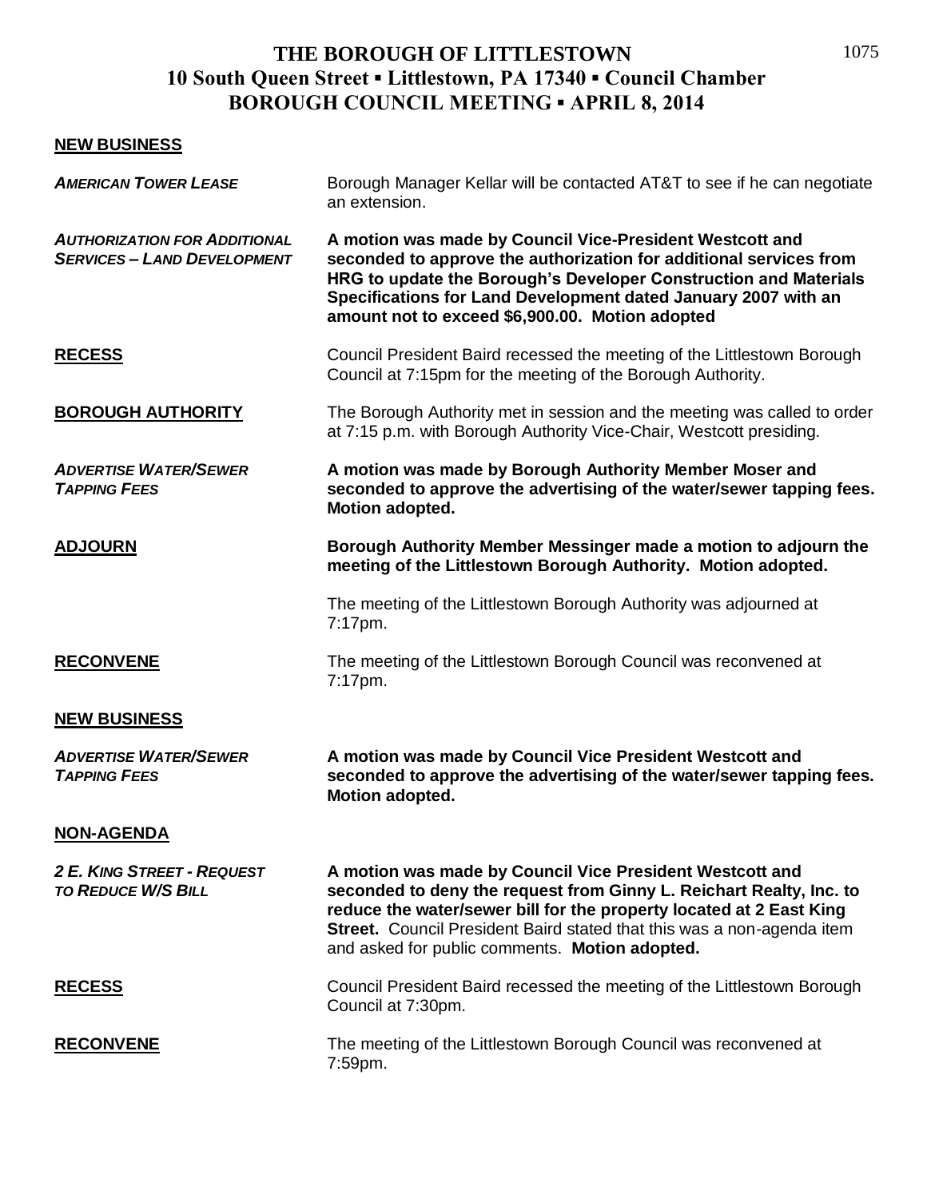# THE BOROUGH OF LITTLESTOWN
## 10 South Queen Street ▪ Littlestown, PA 17340 ▪ Council Chamber
## BOROUGH COUNCIL MEETING ▪ APRIL 8, 2014

**NEW BUSINESS**

***AMERICAN TOWER LEASE*** — Borough Manager Kellar will be contacted AT&T to see if he can negotiate an extension.

***AUTHORIZATION FOR ADDITIONAL SERVICES – LAND DEVELOPMENT*** — **A motion was made by Council Vice-President Westcott and seconded to approve the authorization for additional services from HRG to update the Borough's Developer Construction and Materials Specifications for Land Development dated January 2007 with an amount not to exceed $6,900.00. Motion adopted**

**RECESS** — Council President Baird recessed the meeting of the Littlestown Borough Council at 7:15pm for the meeting of the Borough Authority.

**BOROUGH AUTHORITY** — The Borough Authority met in session and the meeting was called to order at 7:15 p.m. with Borough Authority Vice-Chair, Westcott presiding.

***ADVERTISE WATER/SEWER TAPPING FEES*** — **A motion was made by Borough Authority Member Moser and seconded to approve the advertising of the water/sewer tapping fees. Motion adopted.**

**ADJOURN** — **Borough Authority Member Messinger made a motion to adjourn the meeting of the Littlestown Borough Authority. Motion adopted.**

The meeting of the Littlestown Borough Authority was adjourned at 7:17pm.

**RECONVENE** — The meeting of the Littlestown Borough Council was reconvened at 7:17pm.

**NEW BUSINESS**

***ADVERTISE WATER/SEWER TAPPING FEES*** — **A motion was made by Council Vice President Westcott and seconded to approve the advertising of the water/sewer tapping fees. Motion adopted.**

**NON-AGENDA**

***2 E. KING STREET - REQUEST TO REDUCE W/S BILL*** — **A motion was made by Council Vice President Westcott and seconded to deny the request from Ginny L. Reichart Realty, Inc. to reduce the water/sewer bill for the property located at 2 East King Street.** Council President Baird stated that this was a non-agenda item and asked for public comments. **Motion adopted.**

**RECESS** — Council President Baird recessed the meeting of the Littlestown Borough Council at 7:30pm.

**RECONVENE** — The meeting of the Littlestown Borough Council was reconvened at 7:59pm.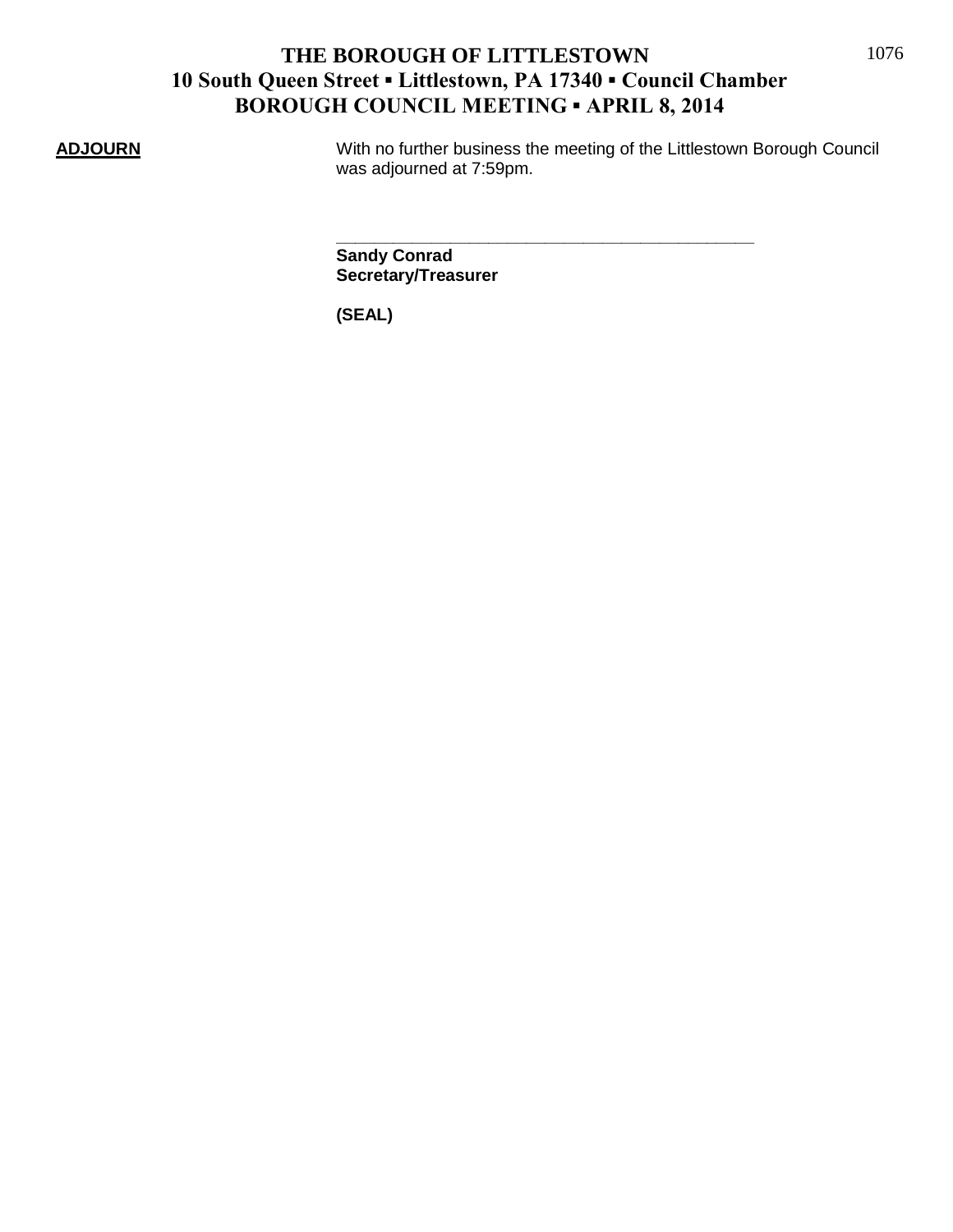**ADJOURN**

With no further business the meeting of the Littlestown Borough Council was adjourned at 7:59pm.

\_\_\_\_\_\_\_\_\_\_\_\_\_\_\_\_\_\_\_\_\_\_\_\_\_\_\_\_\_\_\_\_\_\_\_\_\_\_\_\_\_\_\_\_

**Sandy Conrad**
**Secretary/Treasurer**

**(SEAL)**